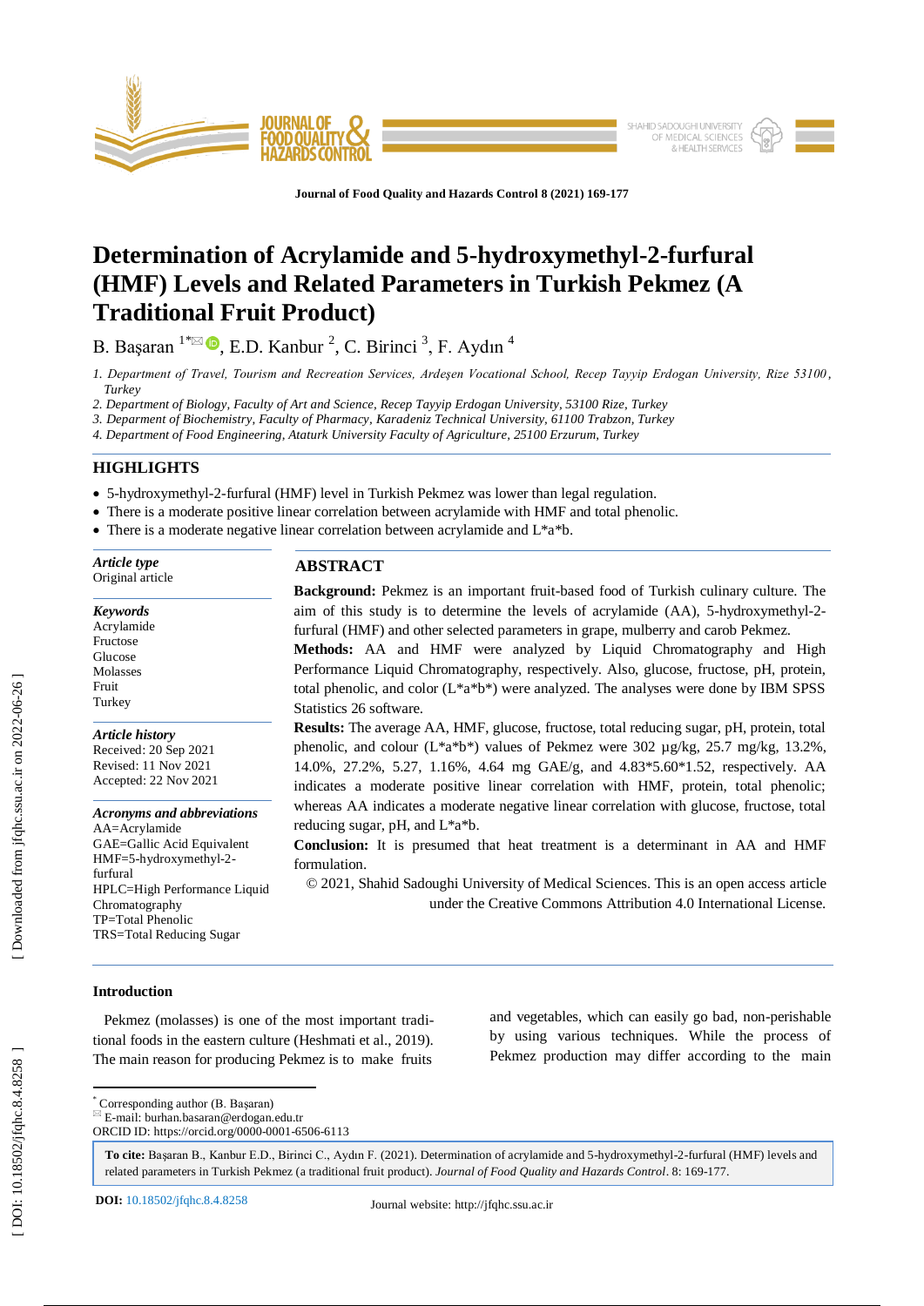# Determination of Acrylamide and 5-hydroxymethyl-2-furfural (HMF) Levels and Related Parameters in Turkish Pekmez (A Traditional Fruit Product)

B. Başaran [1*], E.D. Kanbur [2], C. Birinci [3], F. Aydın [4]

1. *Department of Travel, Tourism and Recreation Services, Ardeşen Vocational School, Recep Tayyip Erdogan University, Rize 53100, Turkey*
2. *Department of Biology, Faculty of Art and Science, Recep Tayyip Erdogan University, 53100 Rize, Turkey*
3. *Department of Biochemistry, Faculty of Pharmacy, Karadeniz Technical University, 61100 Trabzon, Turkey*
4. *Department of Food Engineering, Ataturk University Faculty of Agriculture, 25100 Erzurum, Turkey*

## HIGHLIGHTS

- 5-hydroxymethyl-2-furfural (HMF) level in Turkish Pekmez was lower than legal regulation.
- There is a moderate positive linear correlation between acrylamide with HMF and total phenolic.
- There is a moderate negative linear correlation between acrylamide and L*a*b.

***Article type***
Original article

***Keywords***
Acrylamide
Fructose
Glucose
Molasses
Fruit
Turkey

***Article history***
Received: 20 Sep 2021
Revised: 11 Nov 2021
Accepted: 22 Nov 2021

***Acronyms and abbreviations***
AA=Acrylamide
GAE=Gallic Acid Equivalent
HMF=5-hydroxymethyl-2-furfural
HPLC=High Performance Liquid Chromatography
TP=Total Phenolic
TRS=Total Reducing Sugar

## ABSTRACT

**Background:** Pekmez is an important fruit-based food of Turkish culinary culture. The aim of this study is to determine the levels of acrylamide (AA), 5-hydroxymethyl-2-furfural (HMF) and other selected parameters in grape, mulberry and carob Pekmez.

**Methods:** AA and HMF were analyzed by Liquid Chromatography and High Performance Liquid Chromatography, respectively. Also, glucose, fructose, pH, protein, total phenolic, and color (L*a*b*) were analyzed. The analyses were done by IBM SPSS Statistics 26 software.

**Results:** The average AA, HMF, glucose, fructose, total reducing sugar, pH, protein, total phenolic, and colour (L*a*b*) values of Pekmez were 302 µg/kg, 25.7 mg/kg, 13.2%, 14.0%, 27.2%, 5.27, 1.16%, 4.64 mg GAE/g, and 4.83*5.60*1.52, respectively. AA indicates a moderate positive linear correlation with HMF, protein, total phenolic; whereas AA indicates a moderate negative linear correlation with glucose, fructose, total reducing sugar, pH, and L*a*b.

**Conclusion:** It is presumed that heat treatment is a determinant in AA and HMF formulation.

© 2021, Shahid Sadoughi University of Medical Sciences. This is an open access article under the Creative Commons Attribution 4.0 International License.

## Introduction

Pekmez (molasses) is one of the most important traditional foods in the eastern culture (Heshmati et al., 2019). The main reason for producing Pekmez is to make fruits and vegetables, which can easily go bad, non-perishable by using various techniques. While the process of Pekmez production may differ according to the main

---

[*] Corresponding author (B. Başaran)
E-mail: burhan.basaran@erdogan.edu.tr
ORCID ID: https://orcid.org/0000-0001-6506-6113

**To cite:** Başaran B., Kanbur E.D., Birinci C., Aydın F. (2021). Determination of acrylamide and 5-hydroxymethyl-2-furfural (HMF) levels and related parameters in Turkish Pekmez (a traditional fruit product). *Journal of Food Quality and Hazards Control*. 8: 169-177.

**DOI:** 10.18502/jfqhc.8.4.8258

Journal website: http://jfqhc.ssu.ac.ir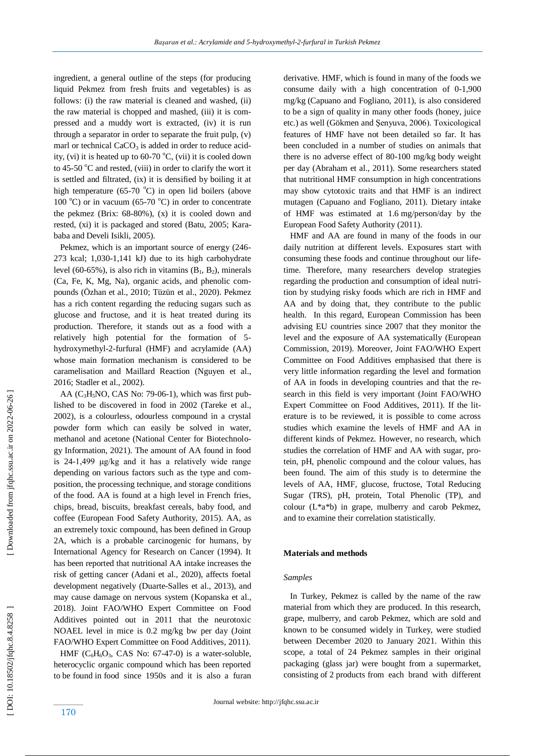ingredient, a general outline of the steps (for producing liquid Pekmez from fresh fruits and vegetables) is as follows: (i) the raw material is cleaned and washed, (ii) the raw material is chopped and mashed, (iii) it is compressed and a muddy wort is extracted, (iv) it is run through a separator in order to separate the fruit pulp, (v) marl or technical $CaCO_3$ is added in order to reduce acidity, (vi) it is heated up to 60-70 $^{o}$C, (vii) it is cooled down to 45-50 $^{o}$C and rested, (viii) in order to clarify the wort it is settled and filtrated, (ix) it is densified by boiling it at high temperature (65-70 $^{o}$C) in open lid boilers (above 100 $^{o}$C) or in vacuum (65-70 $^{o}$C) in order to concentrate the pekmez (Brix: 68-80%), (x) it is cooled down and rested, (xi) it is packaged and stored (Batu, 2005; Karababa and Develi Isikli, 2005).

Pekmez, which is an important source of energy (246-273 kcal; 1,030-1,141 kJ) due to its high carbohydrate level (60-65%), is also rich in vitamins ($B_1$, $B_2$), minerals (Ca, Fe, K, Mg, Na), organic acids, and phenolic compounds (Özhan et al., 2010; Tüzün et al., 2020). Pekmez has a rich content regarding the reducing sugars such as glucose and fructose, and it is heat treated during its production. Therefore, it stands out as a food with a relatively high potential for the formation of 5-hydroxymethyl-2-furfural (HMF) and acrylamide (AA) whose main formation mechanism is considered to be caramelisation and Maillard Reaction (Nguyen et al., 2016; Stadler et al., 2002).

AA ($C_3H_5NO$, CAS No: 79-06-1), which was first published to be discovered in food in 2002 (Tareke et al., 2002), is a colourless, odourless compound in a crystal powder form which can easily be solved in water, methanol and acetone (National Center for Biotechnology Information, 2021). The amount of AA found in food is 24-1,499 µg/kg and it has a relatively wide range depending on various factors such as the type and composition, the processing technique, and storage conditions of the food. AA is found at a high level in French fries, chips, bread, biscuits, breakfast cereals, baby food, and coffee (European Food Safety Authority, 2015). AA, as an extremely toxic compound, has been defined in Group 2A, which is a probable carcinogenic for humans, by International Agency for Research on Cancer (1994). It has been reported that nutritional AA intake increases the risk of getting cancer (Adani et al., 2020), affects foetal development negatively (Duarte-Salles et al., 2013), and may cause damage on nervous system (Kopanska et al., 2018). Joint FAO/WHO Expert Committee on Food Additives pointed out in 2011 that the neurotoxic NOAEL level in mice is 0.2 mg/kg bw per day (Joint FAO/WHO Expert Committee on Food Additives, 2011).

HMF ($C_6H_6O_3$, CAS No: 67-47-0) is a water-soluble, heterocyclic organic compound which has been reported to be found in food since 1950s and it is also a furan derivative. HMF, which is found in many of the foods we consume daily with a high concentration of 0-1,900 mg/kg (Capuano and Fogliano, 2011), is also considered to be a sign of quality in many other foods (honey, juice etc.) as well (Gökmen and Şenyuva, 2006). Toxicological features of HMF have not been detailed so far. It has been concluded in a number of studies on animals that there is no adverse effect of 80-100 mg/kg body weight per day (Abraham et al., 2011). Some researchers stated that nutritional HMF consumption in high concentrations may show cytotoxic traits and that HMF is an indirect mutagen (Capuano and Fogliano, 2011). Dietary intake of HMF was estimated at 1.6 mg/person/day by the European Food Safety Authority (2011).

HMF and AA are found in many of the foods in our daily nutrition at different levels. Exposures start with consuming these foods and continue throughout our lifetime. Therefore, many researchers develop strategies regarding the production and consumption of ideal nutrition by studying risky foods which are rich in HMF and AA and by doing that, they contribute to the public health. In this regard, European Commission has been advising EU countries since 2007 that they monitor the level and the exposure of AA systematically (European Commission, 2019). Moreover, Joint FAO/WHO Expert Committee on Food Additives emphasised that there is very little information regarding the level and formation of AA in foods in developing countries and that the research in this field is very important (Joint FAO/WHO Expert Committee on Food Additives, 2011). If the literature is to be reviewed, it is possible to come across studies which examine the levels of HMF and AA in different kinds of Pekmez. However, no research, which studies the correlation of HMF and AA with sugar, protein, pH, phenolic compound and the colour values, has been found. The aim of this study is to determine the levels of AA, HMF, glucose, fructose, Total Reducing Sugar (TRS), pH, protein, Total Phenolic (TP), and colour (L\*a\*b) in grape, mulberry and carob Pekmez, and to examine their correlation statistically.

## Materials and methods

### *Samples*

In Turkey, Pekmez is called by the name of the raw material from which they are produced. In this research, grape, mulberry, and carob Pekmez, which are sold and known to be consumed widely in Turkey, were studied between December 2020 to January 2021. Within this scope, a total of 24 Pekmez samples in their original packaging (glass jar) were bought from a supermarket, consisting of 2 products from each brand with different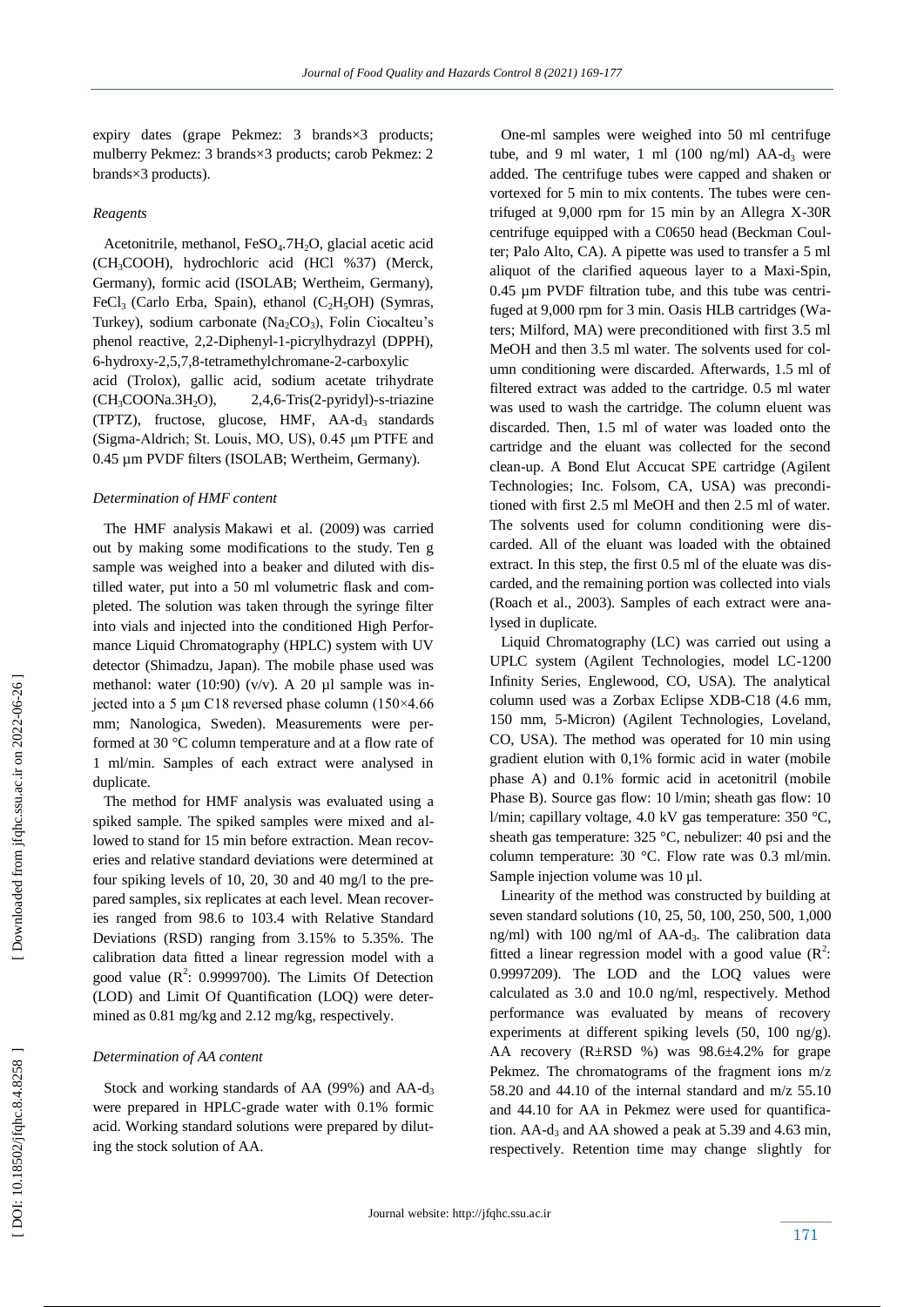expiry dates (grape Pekmez: 3 brands×3 products; mulberry Pekmez: 3 brands×3 products; carob Pekmez: 2 brands×3 products).

### *Reagents*

Acetonitrile, methanol, $FeSO_4.7H_2O$, glacial acetic acid ($CH_3COOH$), hydrochloric acid (HCl %37) (Merck, Germany), formic acid (ISOLAB; Wertheim, Germany), $FeCl_3$ (Carlo Erba, Spain), ethanol ($C_2H_5OH$) (Symras, Turkey), sodium carbonate ($Na_2CO_3$), Folin Ciocalteu's phenol reactive, 2,2-Diphenyl-1-picrylhydrazyl (DPPH), 6-hydroxy-2,5,7,8-tetramethylchromane-2-carboxylic acid (Trolox), gallic acid, sodium acetate trihydrate ($CH_3COONa.3H_2O$), 2,4,6-Tris(2-pyridyl)-s-triazine (TPTZ), fructose, glucose, HMF, AA-$d_3$ standards (Sigma-Aldrich; St. Louis, MO, US), 0.45 µm PTFE and 0.45 µm PVDF filters (ISOLAB; Wertheim, Germany).

### *Determination of HMF content*

The HMF analysis Makawi et al. (2009) was carried out by making some modifications to the study. Ten g sample was weighed into a beaker and diluted with distilled water, put into a 50 ml volumetric flask and completed. The solution was taken through the syringe filter into vials and injected into the conditioned High Performance Liquid Chromatography (HPLC) system with UV detector (Shimadzu, Japan). The mobile phase used was methanol: water (10:90) (v/v). A 20 µl sample was injected into a 5 µm C18 reversed phase column (150×4.66 mm; Nanologica, Sweden). Measurements were performed at 30 °C column temperature and at a flow rate of 1 ml/min. Samples of each extract were analysed in duplicate.

The method for HMF analysis was evaluated using a spiked sample. The spiked samples were mixed and allowed to stand for 15 min before extraction. Mean recoveries and relative standard deviations were determined at four spiking levels of 10, 20, 30 and 40 mg/l to the prepared samples, six replicates at each level. Mean recoveries ranged from 98.6 to 103.4 with Relative Standard Deviations (RSD) ranging from 3.15% to 5.35%. The calibration data fitted a linear regression model with a good value ($R^2$: 0.9999700). The Limits Of Detection (LOD) and Limit Of Quantification (LOQ) were determined as 0.81 mg/kg and 2.12 mg/kg, respectively.

### *Determination of AA content*

Stock and working standards of AA (99%) and AA-$d_3$ were prepared in HPLC-grade water with 0.1% formic acid. Working standard solutions were prepared by diluting the stock solution of AA.

One-ml samples were weighed into 50 ml centrifuge tube, and 9 ml water, 1 ml (100 ng/ml) AA-$d_3$ were added. The centrifuge tubes were capped and shaken or vortexed for 5 min to mix contents. The tubes were centrifuged at 9,000 rpm for 15 min by an Allegra X-30R centrifuge equipped with a C0650 head (Beckman Coulter; Palo Alto, CA). A pipette was used to transfer a 5 ml aliquot of the clarified aqueous layer to a Maxi-Spin, 0.45 µm PVDF filtration tube, and this tube was centrifuged at 9,000 rpm for 3 min. Oasis HLB cartridges (Waters; Milford, MA) were preconditioned with first 3.5 ml MeOH and then 3.5 ml water. The solvents used for column conditioning were discarded. Afterwards, 1.5 ml of filtered extract was added to the cartridge. 0.5 ml water was used to wash the cartridge. The column eluent was discarded. Then, 1.5 ml of water was loaded onto the cartridge and the eluant was collected for the second clean-up. A Bond Elut Accucat SPE cartridge (Agilent Technologies; Inc. Folsom, CA, USA) was preconditioned with first 2.5 ml MeOH and then 2.5 ml of water. The solvents used for column conditioning were discarded. All of the eluant was loaded with the obtained extract. In this step, the first 0.5 ml of the eluate was discarded, and the remaining portion was collected into vials (Roach et al., 2003). Samples of each extract were analysed in duplicate.

Liquid Chromatography (LC) was carried out using a UPLC system (Agilent Technologies, model LC-1200 Infinity Series, Englewood, CO, USA). The analytical column used was a Zorbax Eclipse XDB-C18 (4.6 mm, 150 mm, 5-Micron) (Agilent Technologies, Loveland, CO, USA). The method was operated for 10 min using gradient elution with 0,1% formic acid in water (mobile phase A) and 0.1% formic acid in acetonitril (mobile Phase B). Source gas flow: 10 l/min; sheath gas flow: 10 l/min; capillary voltage, 4.0 kV gas temperature: 350 °C, sheath gas temperature: 325 °C, nebulizer: 40 psi and the column temperature: 30 °C. Flow rate was 0.3 ml/min. Sample injection volume was 10 µl.

Linearity of the method was constructed by building at seven standard solutions (10, 25, 50, 100, 250, 500, 1,000 ng/ml) with 100 ng/ml of AA-$d_3$. The calibration data fitted a linear regression model with a good value ($R^2$: 0.9997209). The LOD and the LOQ values were calculated as 3.0 and 10.0 ng/ml, respectively. Method performance was evaluated by means of recovery experiments at different spiking levels (50, 100 ng/g). AA recovery (R±RSD %) was 98.6±4.2% for grape Pekmez. The chromatograms of the fragment ions m/z 58.20 and 44.10 of the internal standard and m/z 55.10 and 44.10 for AA in Pekmez were used for quantification. AA-$d_3$ and AA showed a peak at 5.39 and 4.63 min, respectively. Retention time may change slightly for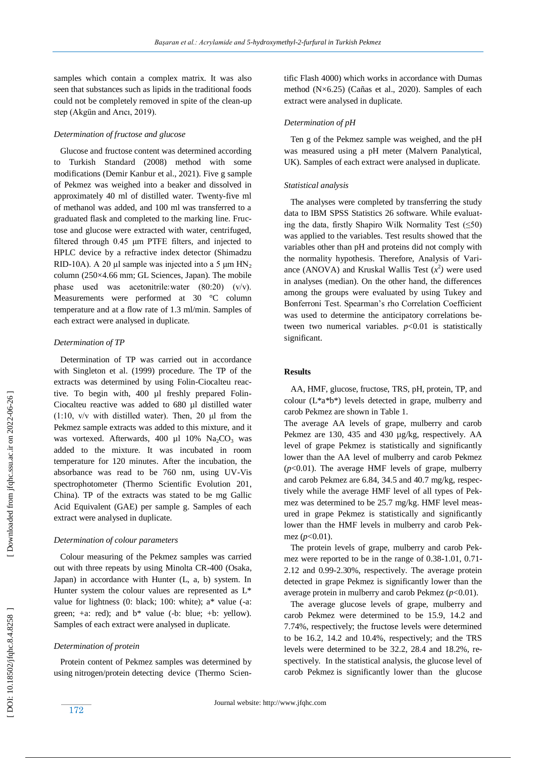samples which contain a complex matrix. It was also seen that substances such as lipids in the traditional foods could not be completely removed in spite of the clean-up step (Akgün and Arıcı, 2019).

### Determination of fructose and glucose

Glucose and fructose content was determined according to Turkish Standard (2008) method with some modifications (Demir Kanbur et al., 2021). Five g sample of Pekmez was weighed into a beaker and dissolved in approximately 40 ml of distilled water. Twenty-five ml of methanol was added, and 100 ml was transferred to a graduated flask and completed to the marking line. Fructose and glucose were extracted with water, centrifuged, filtered through 0.45 µm PTFE filters, and injected to HPLC device by a refractive index detector (Shimadzu RID-10A). A 20 µl sample was injected into a 5 µm $HN_2$ column (250×4.66 mm; GL Sciences, Japan). The mobile phase used was acetonitrile:water (80:20) (v/v). Measurements were performed at 30 °C column temperature and at a flow rate of 1.3 ml/min. Samples of each extract were analysed in duplicate.

### Determination of TP

Determination of TP was carried out in accordance with Singleton et al. (1999) procedure. The TP of the extracts was determined by using Folin-Ciocalteu reactive. To begin with, 400 µl freshly prepared Folin-Ciocalteu reactive was added to 680 µl distilled water (1:10, v/v with distilled water). Then, 20 µl from the Pekmez sample extracts was added to this mixture, and it was vortexed. Afterwards, 400 µl 10% $Na_2CO_3$ was added to the mixture. It was incubated in room temperature for 120 minutes. After the incubation, the absorbance was read to be 760 nm, using UV-Vis spectrophotometer (Thermo Scientific Evolution 201, China). TP of the extracts was stated to be mg Gallic Acid Equivalent (GAE) per sample g. Samples of each extract were analysed in duplicate.

### Determination of colour parameters

Colour measuring of the Pekmez samples was carried out with three repeats by using Minolta CR-400 (Osaka, Japan) in accordance with Hunter (L, a, b) system. In Hunter system the colour values are represented as L* value for lightness (0: black; 100: white); a* value (-a: green; +a: red); and b* value (-b: blue; +b: yellow). Samples of each extract were analysed in duplicate.

### Determination of protein

Protein content of Pekmez samples was determined by using nitrogen/protein detecting device (Thermo Scientific Flash 4000) which works in accordance with Dumas method (N×6.25) (Cañas et al., 2020). Samples of each extract were analysed in duplicate.

### Determination of pH

Ten g of the Pekmez sample was weighed, and the pH was measured using a pH meter (Malvern Panalytical, UK). Samples of each extract were analysed in duplicate.

### Statistical analysis

The analyses were completed by transferring the study data to IBM SPSS Statistics 26 software. While evaluating the data, firstly Shapiro Wilk Normality Test (≤50) was applied to the variables. Test results showed that the variables other than pH and proteins did not comply with the normality hypothesis. Therefore, Analysis of Variance (ANOVA) and Kruskal Wallis Test ($x^2$) were used in analyses (median). On the other hand, the differences among the groups were evaluated by using Tukey and Bonferroni Test. Spearman's rho Correlation Coefficient was used to determine the anticipatory correlations between two numerical variables. $p<0.01$ is statistically significant.

## Results

AA, HMF, glucose, fructose, TRS, pH, protein, TP, and colour (L*a*b*) levels detected in grape, mulberry and carob Pekmez are shown in Table 1.

The average AA levels of grape, mulberry and carob Pekmez are 130, 435 and 430 µg/kg, respectively. AA level of grape Pekmez is statistically and significantly lower than the AA level of mulberry and carob Pekmez ($p<0.01$). The average HMF levels of grape, mulberry and carob Pekmez are 6.84, 34.5 and 40.7 mg/kg, respectively while the average HMF level of all types of Pekmez was determined to be 25.7 mg/kg. HMF level measured in grape Pekmez is statistically and significantly lower than the HMF levels in mulberry and carob Pekmez ($p<0.01$).

The protein levels of grape, mulberry and carob Pekmez were reported to be in the range of 0.38-1.01, 0.71-2.12 and 0.99-2.30%, respectively. The average protein detected in grape Pekmez is significantly lower than the average protein in mulberry and carob Pekmez ($p<0.01$).

The average glucose levels of grape, mulberry and carob Pekmez were determined to be 15.9, 14.2 and 7.74%, respectively; the fructose levels were determined to be 16.2, 14.2 and 10.4%, respectively; and the TRS levels were determined to be 32.2, 28.4 and 18.2%, respectively. In the statistical analysis, the glucose level of carob Pekmez is significantly lower than the glucose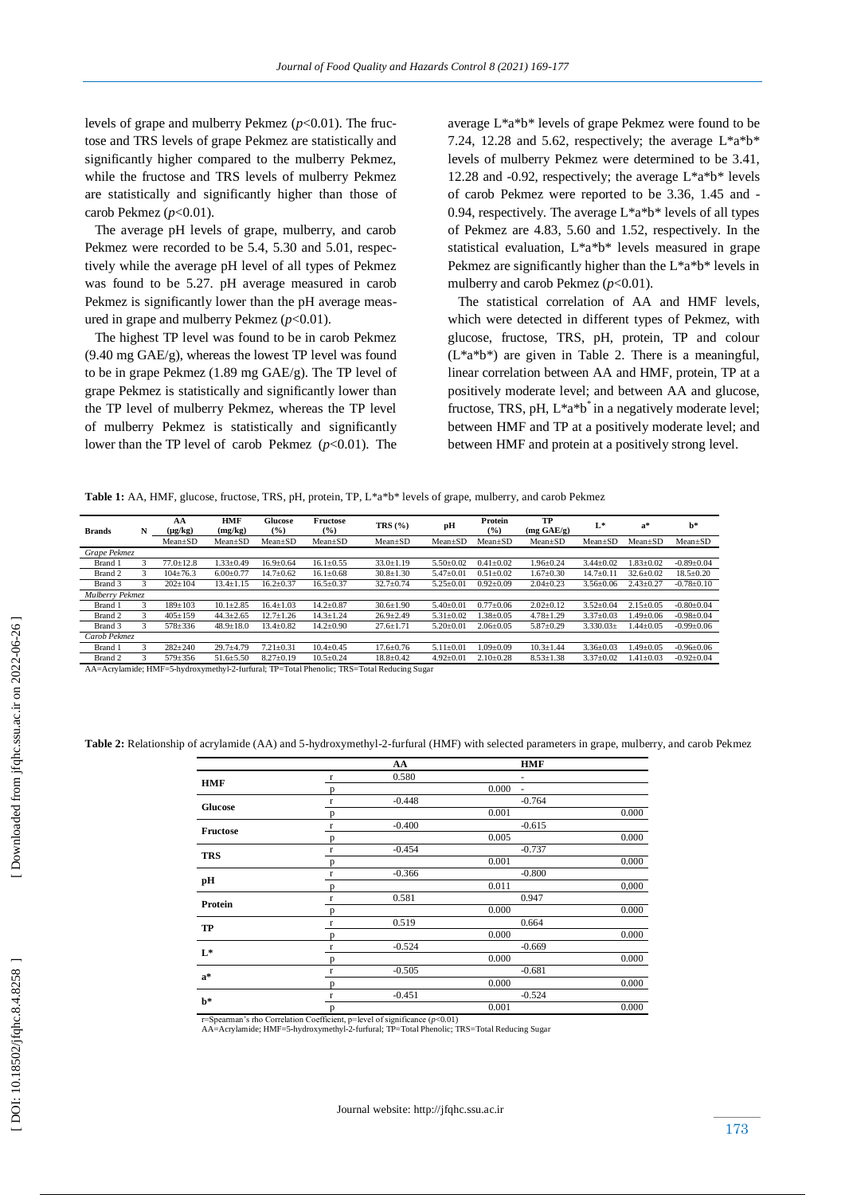levels of grape and mulberry Pekmez ($p<0.01$). The fructose and TRS levels of grape Pekmez are statistically and significantly higher compared to the mulberry Pekmez, while the fructose and TRS levels of mulberry Pekmez are statistically and significantly higher than those of carob Pekmez ($p<0.01$).

The average pH levels of grape, mulberry, and carob Pekmez were recorded to be 5.4, 5.30 and 5.01, respectively while the average pH level of all types of Pekmez was found to be 5.27. pH average measured in carob Pekmez is significantly lower than the pH average measured in grape and mulberry Pekmez ($p<0.01$).

The highest TP level was found to be in carob Pekmez (9.40 mg GAE/g), whereas the lowest TP level was found to be in grape Pekmez (1.89 mg GAE/g). The TP level of grape Pekmez is statistically and significantly lower than the TP level of mulberry Pekmez, whereas the TP level of mulberry Pekmez is statistically and significantly lower than the TP level of carob Pekmez ($p<0.01$). The average L*a*b* levels of grape Pekmez were found to be 7.24, 12.28 and 5.62, respectively; the average L*a*b* levels of mulberry Pekmez were determined to be 3.41, 12.28 and -0.92, respectively; the average L*a*b* levels of carob Pekmez were reported to be 3.36, 1.45 and -0.94, respectively. The average L*a*b* levels of all types of Pekmez are 4.83, 5.60 and 1.52, respectively. In the statistical evaluation, L*a*b* levels measured in grape Pekmez are significantly higher than the L*a*b* levels in mulberry and carob Pekmez ($p<0.01$).

The statistical correlation of AA and HMF levels, which were detected in different types of Pekmez, with glucose, fructose, TRS, pH, protein, TP and colour (L*a*b*) are given in Table 2. There is a meaningful, linear correlation between AA and HMF, protein, TP at a positively moderate level; and between AA and glucose, fructose, TRS, pH, L*a*b* in a negatively moderate level; between HMF and TP at a positively moderate level; and between HMF and protein at a positively strong level.

**Table 1:** AA, HMF, glucose, fructose, TRS, pH, protein, TP, L*a*b* levels of grape, mulberry, and carob Pekmez

| Brands | N | AA (μg/kg) | HMF (mg/kg) | Glucose (%) | Fructose (%) | TRS (%) | pH | Protein (%) | TP (mg GAE/g) | L* | a* | b* |
|---|---|---|---|---|---|---|---|---|---|---|---|---|
| | | Mean±SD | Mean±SD | Mean±SD | Mean±SD | Mean±SD | Mean±SD | Mean±SD | Mean±SD | Mean±SD | Mean±SD | Mean±SD |
| *Grape Pekmez* | | | | | | | | | | | | |
| Brand 1 | 3 | 77.0±12.8 | 1.33±0.49 | 16.9±0.64 | 16.1±0.55 | 33.0±1.19 | 5.50±0.02 | 0.41±0.02 | 1.96±0.24 | 3.44±0.02 | 1.83±0.02 | -0.89±0.04 |
| Brand 2 | 3 | 104±76.3 | 6.00±0.77 | 14.7±0.62 | 16.1±0.68 | 30.8±1.30 | 5.47±0.01 | 0.51±0.02 | 1.67±0.30 | 14.7±0.11 | 32.6±0.02 | 18.5±0.20 |
| Brand 3 | 3 | 202±104 | 13.4±1.15 | 16.2±0.37 | 16.5±0.37 | 32.7±0.74 | 5.25±0.01 | 0.92±0.09 | 2.04±0.23 | 3.56±0.06 | 2.43±0.27 | -0.78±0.10 |
| *Mulberry Pekmez* | | | | | | | | | | | | |
| Brand 1 | 3 | 189±103 | 10.1±2.85 | 16.4±1.03 | 14.2±0.87 | 30.6±1.90 | 5.40±0.01 | 0.77±0.06 | 2.02±0.12 | 3.52±0.04 | 2.15±0.05 | -0.80±0.04 |
| Brand 2 | 3 | 405±159 | 44.3±2.65 | 12.7±1.26 | 14.3±1.24 | 26.9±2.49 | 5.31±0.02 | 1.38±0.05 | 4.78±1.29 | 3.37±0.03 | 1.49±0.06 | -0.98±0.04 |
| Brand 3 | 3 | 578±336 | 48.9±18.0 | 13.4±0.82 | 14.2±0.90 | 27.6±1.71 | 5.20±0.01 | 2.06±0.05 | 5.87±0.29 | 3.330.03± | 1.44±0.05 | -0.99±0.06 |
| *Carob Pekmez* | | | | | | | | | | | | |
| Brand 1 | 3 | 282±240 | 29.7±4.79 | 7.21±0.31 | 10.4±0.45 | 17.6±0.76 | 5.11±0.01 | 1.09±0.09 | 10.3±1.44 | 3.36±0.03 | 1.49±0.05 | -0.96±0.06 |
| Brand 2 | 3 | 579±356 | 51.6±5.50 | 8.27±0.19 | 10.5±0.24 | 18.8±0.42 | 4.92±0.01 | 2.10±0.28 | 8.53±1.38 | 3.37±0.02 | 1.41±0.03 | -0.92±0.04 |

AA=Acrylamide; HMF=5-hydroxymethyl-2-furfural; TP=Total Phenolic; TRS=Total Reducing Sugar

**Table 2:** Relationship of acrylamide (AA) and 5-hydroxymethyl-2-furfural (HMF) with selected parameters in grape, mulberry, and carob Pekmez

| | | AA | HMF |
|---|---|---|---|
| **HMF** | r | 0.580 | - |
| | p | 0.000 | - |
| **Glucose** | r | -0.448 | -0.764 |
| | p | 0.001 | 0.000 |
| **Fructose** | r | -0.400 | -0.615 |
| | p | 0.005 | 0.000 |
| **TRS** | r | -0.454 | -0.737 |
| | p | 0.001 | 0.000 |
| **pH** | r | -0.366 | -0.800 |
| | p | 0.011 | 0,000 |
| **Protein** | r | 0.581 | 0.947 |
| | p | 0.000 | 0.000 |
| **TP** | r | 0.519 | 0.664 |
| | p | 0.000 | 0.000 |
| **L*** | r | -0.524 | -0.669 |
| | p | 0.000 | 0.000 |
| **a*** | r | -0.505 | -0.681 |
| | p | 0.000 | 0.000 |
| **b*** | r | -0.451 | -0.524 |
| | p | 0.001 | 0.000 |

r=Spearman's rho Correlation Coefficient, p=level of significance ($p<0.01$)
AA=Acrylamide; HMF=5-hydroxymethyl-2-furfural; TP=Total Phenolic; TRS=Total Reducing Sugar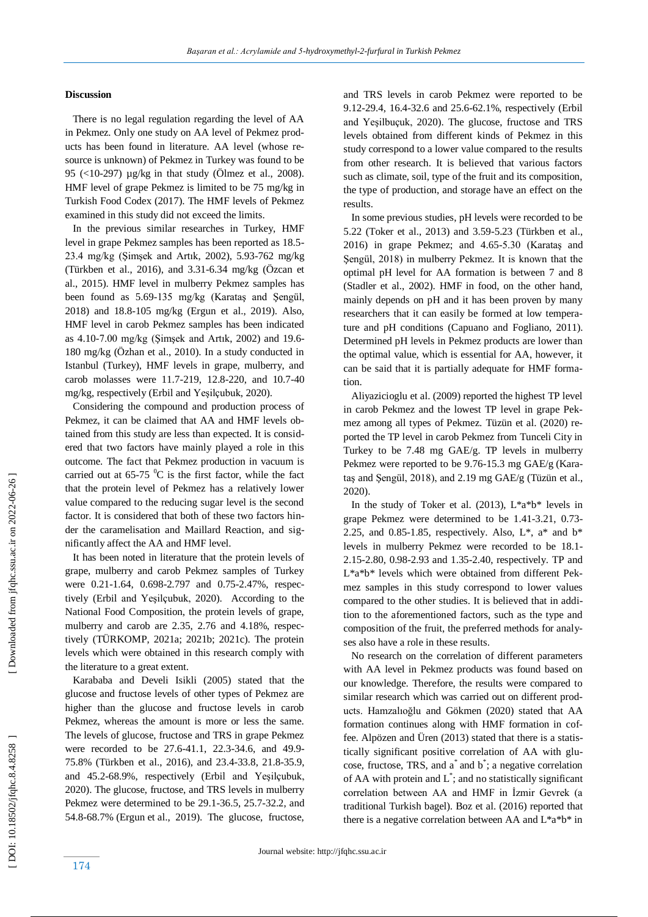## Discussion

There is no legal regulation regarding the level of AA in Pekmez. Only one study on AA level of Pekmez products has been found in literature. AA level (whose resource is unknown) of Pekmez in Turkey was found to be 95 (<10-297) µg/kg in that study (Ölmez et al., 2008). HMF level of grape Pekmez is limited to be 75 mg/kg in Turkish Food Codex (2017). The HMF levels of Pekmez examined in this study did not exceed the limits.

In the previous similar researches in Turkey, HMF level in grape Pekmez samples has been reported as 18.5-23.4 mg/kg (Şimşek and Artık, 2002), 5.93-762 mg/kg (Türkben et al., 2016), and 3.31-6.34 mg/kg (Özcan et al., 2015). HMF level in mulberry Pekmez samples has been found as 5.69-135 mg/kg (Karataş and Şengül, 2018) and 18.8-105 mg/kg (Ergun et al., 2019). Also, HMF level in carob Pekmez samples has been indicated as 4.10-7.00 mg/kg (Şimşek and Artık, 2002) and 19.6-180 mg/kg (Özhan et al., 2010). In a study conducted in Istanbul (Turkey), HMF levels in grape, mulberry, and carob molasses were 11.7-219, 12.8-220, and 10.7-40 mg/kg, respectively (Erbil and Yeşilçubuk, 2020).

Considering the compound and production process of Pekmez, it can be claimed that AA and HMF levels obtained from this study are less than expected. It is considered that two factors have mainly played a role in this outcome. The fact that Pekmez production in vacuum is carried out at 65-75 $^{0}$C is the first factor, while the fact that the protein level of Pekmez has a relatively lower value compared to the reducing sugar level is the second factor. It is considered that both of these two factors hinder the caramelisation and Maillard Reaction, and significantly affect the AA and HMF level.

It has been noted in literature that the protein levels of grape, mulberry and carob Pekmez samples of Turkey were 0.21-1.64, 0.698-2.797 and 0.75-2.47%, respectively (Erbil and Yeşilçubuk, 2020). According to the National Food Composition, the protein levels of grape, mulberry and carob are 2.35, 2.76 and 4.18%, respectively (TÜRKOMP, 2021a; 2021b; 2021c). The protein levels which were obtained in this research comply with the literature to a great extent.

Karababa and Develi Isikli (2005) stated that the glucose and fructose levels of other types of Pekmez are higher than the glucose and fructose levels in carob Pekmez, whereas the amount is more or less the same. The levels of glucose, fructose and TRS in grape Pekmez were recorded to be 27.6-41.1, 22.3-34.6, and 49.9-75.8% (Türkben et al., 2016), and 23.4-33.8, 21.8-35.9, and 45.2-68.9%, respectively (Erbil and Yeşilçubuk, 2020). The glucose, fructose, and TRS levels in mulberry Pekmez were determined to be 29.1-36.5, 25.7-32.2, and 54.8-68.7% (Ergun et al., 2019). The glucose, fructose, and TRS levels in carob Pekmez were reported to be 9.12-29.4, 16.4-32.6 and 25.6-62.1%, respectively (Erbil and Yeşilbuçuk, 2020). The glucose, fructose and TRS levels obtained from different kinds of Pekmez in this study correspond to a lower value compared to the results from other research. It is believed that various factors such as climate, soil, type of the fruit and its composition, the type of production, and storage have an effect on the results.

In some previous studies, pH levels were recorded to be 5.22 (Toker et al., 2013) and 3.59-5.23 (Türkben et al., 2016) in grape Pekmez; and 4.65-5.30 (Karataş and Şengül, 2018) in mulberry Pekmez. It is known that the optimal pH level for AA formation is between 7 and 8 (Stadler et al., 2002). HMF in food, on the other hand, mainly depends on pH and it has been proven by many researchers that it can easily be formed at low temperature and pH conditions (Capuano and Fogliano, 2011). Determined pH levels in Pekmez products are lower than the optimal value, which is essential for AA, however, it can be said that it is partially adequate for HMF formation.

Aliyazicioglu et al. (2009) reported the highest TP level in carob Pekmez and the lowest TP level in grape Pekmez among all types of Pekmez. Tüzün et al. (2020) reported the TP level in carob Pekmez from Tunceli City in Turkey to be 7.48 mg GAE/g. TP levels in mulberry Pekmez were reported to be 9.76-15.3 mg GAE/g (Karataş and Şengül, 2018), and 2.19 mg GAE/g (Tüzün et al., 2020).

In the study of Toker et al. (2013), L\*a\*b\* levels in grape Pekmez were determined to be 1.41-3.21, 0.73-2.25, and 0.85-1.85, respectively. Also, L\*, a\* and b\* levels in mulberry Pekmez were recorded to be 18.1-2.15-2.80, 0.98-2.93 and 1.35-2.40, respectively. TP and L\*a\*b\* levels which were obtained from different Pekmez samples in this study correspond to lower values compared to the other studies. It is believed that in addition to the aforementioned factors, such as the type and composition of the fruit, the preferred methods for analyses also have a role in these results.

No research on the correlation of different parameters with AA level in Pekmez products was found based on our knowledge. Therefore, the results were compared to similar research which was carried out on different products. Hamzalıoğlu and Gökmen (2020) stated that AA formation continues along with HMF formation in coffee. Alpözen and Üren (2013) stated that there is a statistically significant positive correlation of AA with glucose, fructose, TRS, and $a^*$ and $b^*$; a negative correlation of AA with protein and $L^*$; and no statistically significant correlation between AA and HMF in İzmir Gevrek (a traditional Turkish bagel). Boz et al. (2016) reported that there is a negative correlation between AA and L\*a\*b\* in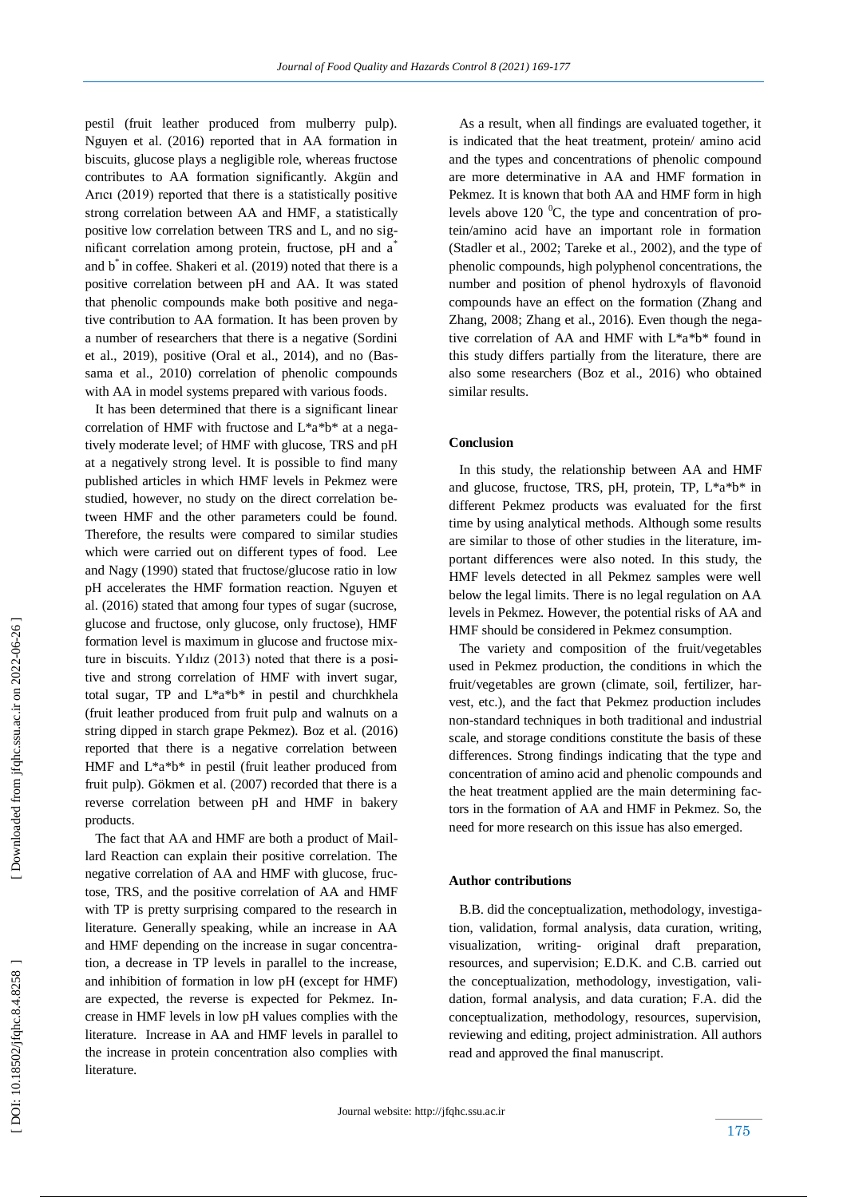pestil (fruit leather produced from mulberry pulp). Nguyen et al. (2016) reported that in AA formation in biscuits, glucose plays a negligible role, whereas fructose contributes to AA formation significantly. Akgün and Arıcı (2019) reported that there is a statistically positive strong correlation between AA and HMF, a statistically positive low correlation between TRS and L, and no significant correlation among protein, fructose, pH and a* and b* in coffee. Shakeri et al. (2019) noted that there is a positive correlation between pH and AA. It was stated that phenolic compounds make both positive and negative contribution to AA formation. It has been proven by a number of researchers that there is a negative (Sordini et al., 2019), positive (Oral et al., 2014), and no (Bassama et al., 2010) correlation of phenolic compounds with AA in model systems prepared with various foods.

It has been determined that there is a significant linear correlation of HMF with fructose and L*a*b* at a negatively moderate level; of HMF with glucose, TRS and pH at a negatively strong level. It is possible to find many published articles in which HMF levels in Pekmez were studied, however, no study on the direct correlation between HMF and the other parameters could be found. Therefore, the results were compared to similar studies which were carried out on different types of food. Lee and Nagy (1990) stated that fructose/glucose ratio in low pH accelerates the HMF formation reaction. Nguyen et al. (2016) stated that among four types of sugar (sucrose, glucose and fructose, only glucose, only fructose), HMF formation level is maximum in glucose and fructose mixture in biscuits. Yıldız (2013) noted that there is a positive and strong correlation of HMF with invert sugar, total sugar, TP and L*a*b* in pestil and churchkhela (fruit leather produced from fruit pulp and walnuts on a string dipped in starch grape Pekmez). Boz et al. (2016) reported that there is a negative correlation between HMF and L*a*b* in pestil (fruit leather produced from fruit pulp). Gökmen et al. (2007) recorded that there is a reverse correlation between pH and HMF in bakery products.

The fact that AA and HMF are both a product of Maillard Reaction can explain their positive correlation. The negative correlation of AA and HMF with glucose, fructose, TRS, and the positive correlation of AA and HMF with TP is pretty surprising compared to the research in literature. Generally speaking, while an increase in AA and HMF depending on the increase in sugar concentration, a decrease in TP levels in parallel to the increase, and inhibition of formation in low pH (except for HMF) are expected, the reverse is expected for Pekmez. Increase in HMF levels in low pH values complies with the literature. Increase in AA and HMF levels in parallel to the increase in protein concentration also complies with literature.

As a result, when all findings are evaluated together, it is indicated that the heat treatment, protein/ amino acid and the types and concentrations of phenolic compound are more determinative in AA and HMF formation in Pekmez. It is known that both AA and HMF form in high levels above 120 $^{0}$C, the type and concentration of protein/amino acid have an important role in formation (Stadler et al., 2002; Tareke et al., 2002), and the type of phenolic compounds, high polyphenol concentrations, the number and position of phenol hydroxyls of flavonoid compounds have an effect on the formation (Zhang and Zhang, 2008; Zhang et al., 2016). Even though the negative correlation of AA and HMF with L*a*b* found in this study differs partially from the literature, there are also some researchers (Boz et al., 2016) who obtained similar results.

## Conclusion

In this study, the relationship between AA and HMF and glucose, fructose, TRS, pH, protein, TP, L*a*b* in different Pekmez products was evaluated for the first time by using analytical methods. Although some results are similar to those of other studies in the literature, important differences were also noted. In this study, the HMF levels detected in all Pekmez samples were well below the legal limits. There is no legal regulation on AA levels in Pekmez. However, the potential risks of AA and HMF should be considered in Pekmez consumption.

The variety and composition of the fruit/vegetables used in Pekmez production, the conditions in which the fruit/vegetables are grown (climate, soil, fertilizer, harvest, etc.), and the fact that Pekmez production includes non-standard techniques in both traditional and industrial scale, and storage conditions constitute the basis of these differences. Strong findings indicating that the type and concentration of amino acid and phenolic compounds and the heat treatment applied are the main determining factors in the formation of AA and HMF in Pekmez. So, the need for more research on this issue has also emerged.

## Author contributions

B.B. did the conceptualization, methodology, investigation, validation, formal analysis, data curation, writing, visualization, writing- original draft preparation, resources, and supervision; E.D.K. and C.B. carried out the conceptualization, methodology, investigation, validation, formal analysis, and data curation; F.A. did the conceptualization, methodology, resources, supervision, reviewing and editing, project administration. All authors read and approved the final manuscript.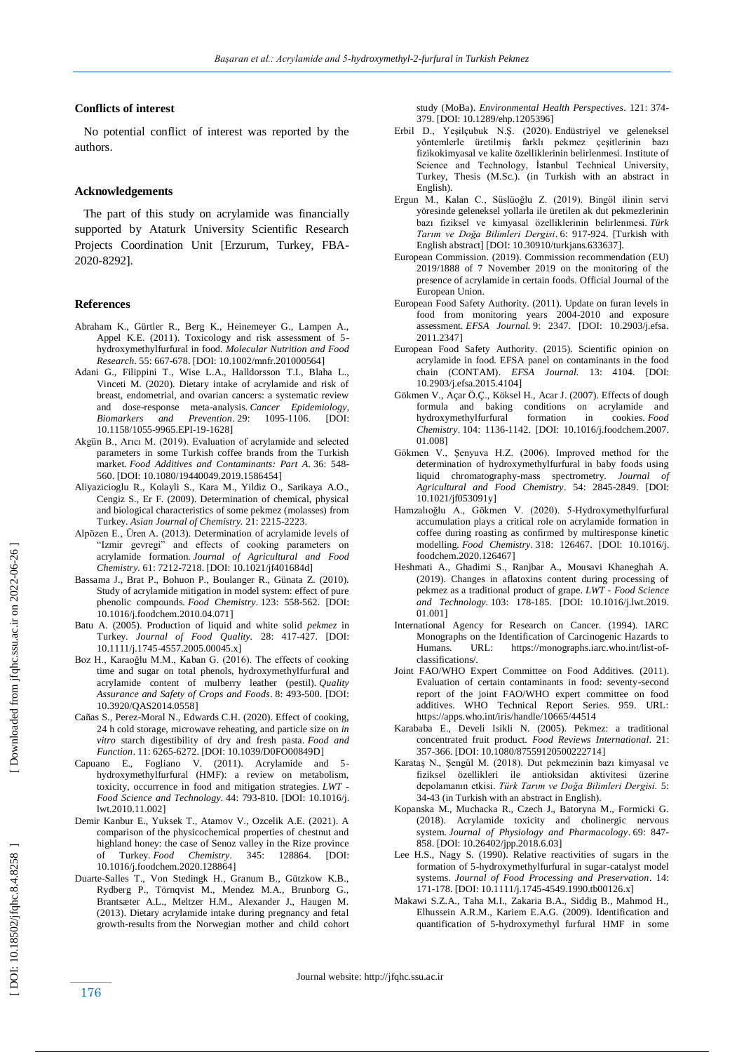#### Conflicts of interest

No potential conflict of interest was reported by the authors.

#### Acknowledgements

The part of this study on acrylamide was financially supported by Ataturk University Scientific Research Projects Coordination Unit [Erzurum, Turkey, FBA-2020-8292].

#### References

Abraham K., Gürtler R., Berg K., Heinemeyer G., Lampen A., Appel K.E. (2011). Toxicology and risk assessment of 5-hydroxymethylfurfural in food. *Molecular Nutrition and Food Research*. 55: 667-678. [DOI: 10.1002/mnfr.201000564]

Adani G., Filippini T., Wise L.A., Halldorsson T.I., Blaha L., Vinceti M. (2020). Dietary intake of acrylamide and risk of breast, endometrial, and ovarian cancers: a systematic review and dose-response meta-analysis. *Cancer Epidemiology, Biomarkers and Prevention*. 29: 1095-1106. [DOI: 10.1158/1055-9965.EPI-19-1628]

Akgün B., Arıcı M. (2019). Evaluation of acrylamide and selected parameters in some Turkish coffee brands from the Turkish market. *Food Additives and Contaminants: Part A*. 36: 548-560. [DOI: 10.1080/19440049.2019.1586454]

Aliyazicioglu R., Kolayli S., Kara M., Yildiz O., Sarikaya A.O., Cengiz S., Er F. (2009). Determination of chemical, physical and biological characteristics of some pekmez (molasses) from Turkey. *Asian Journal of Chemistry*. 21: 2215-2223.

Alpözen E., Üren A. (2013). Determination of acrylamide levels of "Izmir gevregi" and effects of cooking parameters on acrylamide formation. *Journal of Agricultural and Food Chemistry*. 61: 7212-7218. [DOI: 10.1021/jf401684d]

Bassama J., Brat P., Bohuon P., Boulanger R., Günata Z. (2010). Study of acrylamide mitigation in model system: effect of pure phenolic compounds. *Food Chemistry*. 123: 558-562. [DOI: 10.1016/j.foodchem.2010.04.071]

Batu A. (2005). Production of liquid and white solid *pekmez* in Turkey. *Journal of Food Quality*. 28: 417-427. [DOI: 10.1111/j.1745-4557.2005.00045.x]

Boz H., Karaoğlu M.M., Kaban G. (2016). The effects of cooking time and sugar on total phenols, hydroxymethylfurfural and acrylamide content of mulberry leather (pestil). *Quality Assurance and Safety of Crops and Foods*. 8: 493-500. [DOI: 10.3920/QAS2014.0558]

Cañas S., Perez-Moral N., Edwards C.H. (2020). Effect of cooking, 24 h cold storage, microwave reheating, and particle size on *in vitro* starch digestibility of dry and fresh pasta. *Food and Function*. 11: 6265-6272. [DOI: 10.1039/D0FO00849D]

Capuano E., Fogliano V. (2011). Acrylamide and 5-hydroxymethylfurfural (HMF): a review on metabolism, toxicity, occurrence in food and mitigation strategies. *LWT - Food Science and Technology*. 44: 793-810. [DOI: 10.1016/j.lwt.2010.11.002]

Demir Kanbur E., Yuksek T., Atamov V., Ozcelik A.E. (2021). A comparison of the physicochemical properties of chestnut and highland honey: the case of Senoz valley in the Rize province of Turkey. *Food Chemistry*. 345: 128864. [DOI: 10.1016/j.foodchem.2020.128864]

Duarte-Salles T., Von Stedingk H., Granum B., Gützkow K.B., Rydberg P., Törnqvist M., Mendez M.A., Brunborg G., Brantsæter A.L., Meltzer H.M., Alexander J., Haugen M. (2013). Dietary acrylamide intake during pregnancy and fetal growth-results from the Norwegian mother and child cohort study (MoBa). *Environmental Health Perspectives*. 121: 374-379. [DOI: 10.1289/ehp.1205396]

Erbil D., Yeşilçubuk N.Ş. (2020). Endüstriyel ve geleneksel yöntemlerle üretilmiş farklı pekmez çeşitlerinin bazı fizikokimyasal ve kalite özelliklerinin belirlenmesi. Institute of Science and Technology, İstanbul Technical University, Turkey, Thesis (M.Sc.). (in Turkish with an abstract in English).

Ergun M., Kalan C., Süslüoğlu Z. (2019). Bingöl ilinin servi yöresinde geleneksel yollarla ile üretilen ak dut pekmezlerinin bazı fiziksel ve kimyasal özelliklerinin belirlenmesi. *Türk Tarım ve Doğa Bilimleri Dergisi*. 6: 917-924. [Turkish with English abstract] [DOI: 10.30910/turkjans.633637].

European Commission. (2019). Commission recommendation (EU) 2019/1888 of 7 November 2019 on the monitoring of the presence of acrylamide in certain foods. Official Journal of the European Union.

European Food Safety Authority. (2011). Update on furan levels in food from monitoring years 2004-2010 and exposure assessment. *EFSA Journal*. 9: 2347. [DOI: 10.2903/j.efsa.2011.2347]

European Food Safety Authority. (2015). Scientific opinion on acrylamide in food. EFSA panel on contaminants in the food chain (CONTAM). *EFSA Journal*. 13: 4104. [DOI: 10.2903/j.efsa.2015.4104]

Gökmen V., Açar Ö.Ç., Köksel H., Acar J. (2007). Effects of dough formula and baking conditions on acrylamide and hydroxymethylfurfural formation in cookies. *Food Chemistry*. 104: 1136-1142. [DOI: 10.1016/j.foodchem.2007.01.008]

Gökmen V., Şenyuva H.Z. (2006). Improved method for the determination of hydroxymethylfurfural in baby foods using liquid chromatography-mass spectrometry. *Journal of Agricultural and Food Chemistry*. 54: 2845-2849. [DOI: 10.1021/jf053091y]

Hamzalıoğlu A., Gökmen V. (2020). 5-Hydroxymethylfurfural accumulation plays a critical role on acrylamide formation in coffee during roasting as confirmed by multiresponse kinetic modelling. *Food Chemistry*. 318: 126467. [DOI: 10.1016/j.foodchem.2020.126467]

Heshmati A., Ghadimi S., Ranjbar A., Mousavi Khaneghah A. (2019). Changes in aflatoxins content during processing of pekmez as a traditional product of grape. *LWT - Food Science and Technology*. 103: 178-185. [DOI: 10.1016/j.lwt.2019.01.001]

International Agency for Research on Cancer. (1994). IARC Monographs on the Identification of Carcinogenic Hazards to Humans. URL: https://monographs.iarc.who.int/list-of-classifications/.

Joint FAO/WHO Expert Committee on Food Additives. (2011). Evaluation of certain contaminants in food: seventy-second report of the joint FAO/WHO expert committee on food additives. WHO Technical Report Series. 959. URL: https://apps.who.int/iris/handle/10665/44514

Karababa E., Develi Isikli N. (2005). Pekmez: a traditional concentrated fruit product. *Food Reviews International*. 21: 357-366. [DOI: 10.1080/87559120500222714]

Karataş N., Şengül M. (2018). Dut pekmezinin bazı kimyasal ve fiziksel özellikleri ile antioksidan aktivitesi üzerine depolamanın etkisi. *Türk Tarım ve Doğa Bilimleri Dergisi*. 5: 34-43 (in Turkish with an abstract in English).

Kopanska M., Muchacka R., Czech J., Batoryna M., Formicki G. (2018). Acrylamide toxicity and cholinergic nervous system. *Journal of Physiology and Pharmacology*. 69: 847-858. [DOI: 10.26402/jpp.2018.6.03]

Lee H.S., Nagy S. (1990). Relative reactivities of sugars in the formation of 5-hydroxymethylfurfural in sugar-catalyst model systems. *Journal of Food Processing and Preservation*. 14: 171-178. [DOI: 10.1111/j.1745-4549.1990.tb00126.x]

Makawi S.Z.A., Taha M.I., Zakaria B.A., Siddig B., Mahmod H., Elhussein A.R.M., Kariem E.A.G. (2009). Identification and quantification of 5-hydroxymethyl furfural HMF in some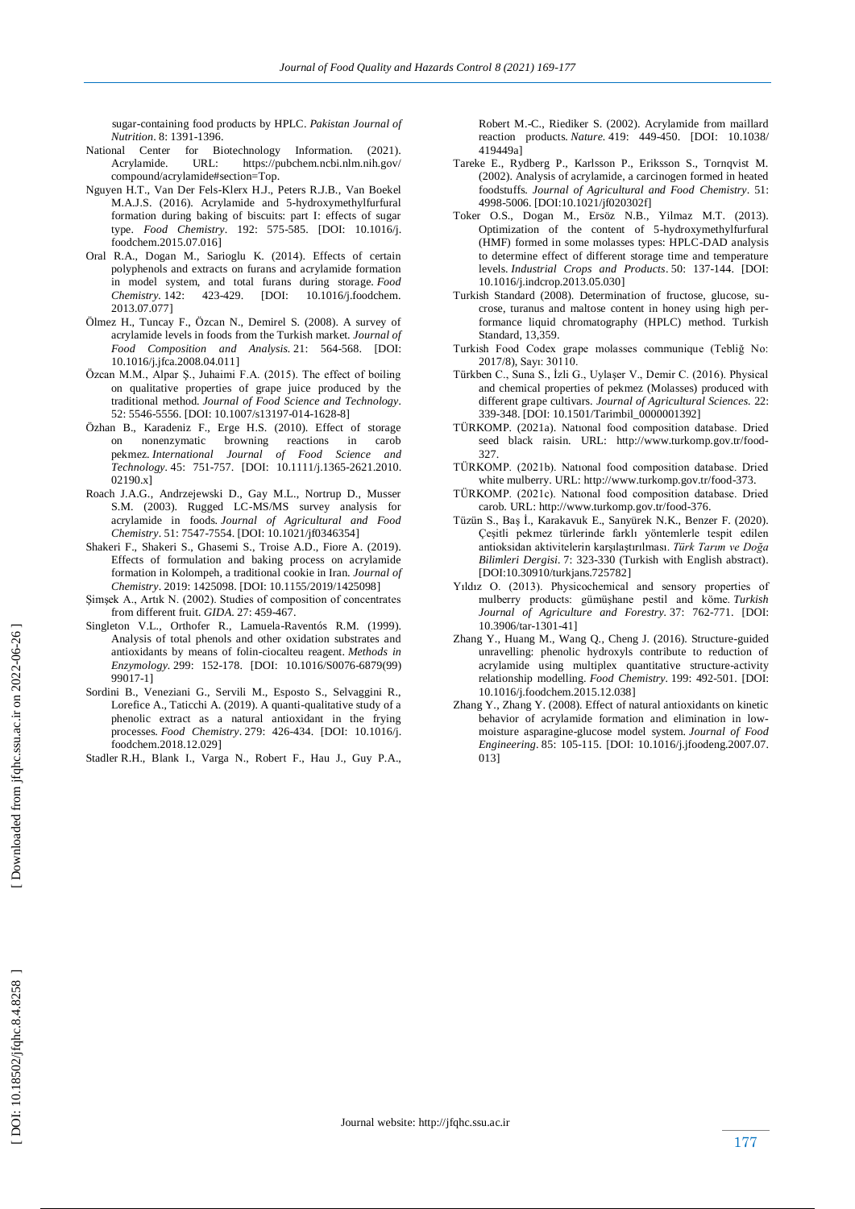sugar-containing food products by HPLC. *Pakistan Journal of Nutrition*. 8: 1391-1396.

National Center for Biotechnology Information. (2021). Acrylamide. URL: https://pubchem.ncbi.nlm.nih.gov/compound/acrylamide#section=Top.

Nguyen H.T., Van Der Fels-Klerx H.J., Peters R.J.B., Van Boekel M.A.J.S. (2016). Acrylamide and 5-hydroxymethylfurfural formation during baking of biscuits: part I: effects of sugar type. *Food Chemistry*. 192: 575-585. [DOI: 10.1016/j.foodchem.2015.07.016]

Oral R.A., Dogan M., Sarioglu K. (2014). Effects of certain polyphenols and extracts on furans and acrylamide formation in model system, and total furans during storage. *Food Chemistry*. 142: 423-429. [DOI: 10.1016/j.foodchem.2013.07.077]

Ölmez H., Tuncay F., Özcan N., Demirel S. (2008). A survey of acrylamide levels in foods from the Turkish market. *Journal of Food Composition and Analysis*. 21: 564-568. [DOI: 10.1016/j.jfca.2008.04.011]

Özcan M.M., Alpar Ş., Juhaimi F.A. (2015). The effect of boiling on qualitative properties of grape juice produced by the traditional method. *Journal of Food Science and Technology*. 52: 5546-5556. [DOI: 10.1007/s13197-014-1628-8]

Özhan B., Karadeniz F., Erge H.S. (2010). Effect of storage on nonenzymatic browning reactions in carob pekmez. *International Journal of Food Science and Technology*. 45: 751-757. [DOI: 10.1111/j.1365-2621.2010.02190.x]

Roach J.A.G., Andrzejewski D., Gay M.L., Nortrup D., Musser S.M. (2003). Rugged LC-MS/MS survey analysis for acrylamide in foods. *Journal of Agricultural and Food Chemistry*. 51: 7547-7554. [DOI: 10.1021/jf0346354]

Shakeri F., Shakeri S., Ghasemi S., Troise A.D., Fiore A. (2019). Effects of formulation and baking process on acrylamide formation in Kolompeh, a traditional cookie in Iran. *Journal of Chemistry*. 2019: 1425098. [DOI: 10.1155/2019/1425098]

Şimşek A., Artık N. (2002). Studies of composition of concentrates from different fruit. *GIDA*. 27: 459-467.

Singleton V.L., Orthofer R., Lamuela-Raventós R.M. (1999). Analysis of total phenols and other oxidation substrates and antioxidants by means of folin-ciocalteu reagent. *Methods in Enzymology*. 299: 152-178. [DOI: 10.1016/S0076-6879(99)99017-1]

Sordini B., Veneziani G., Servili M., Esposto S., Selvaggini R., Lorefice A., Taticchi A. (2019). A quanti-qualitative study of a phenolic extract as a natural antioxidant in the frying processes. *Food Chemistry*. 279: 426-434. [DOI: 10.1016/j.foodchem.2018.12.029]

Stadler R.H., Blank I., Varga N., Robert F., Hau J., Guy P.A., Robert M.-C., Riediker S. (2002). Acrylamide from maillard reaction products. *Nature*. 419: 449-450. [DOI: 10.1038/419449a]

Tareke E., Rydberg P., Karlsson P., Eriksson S., Tornqvist M. (2002). Analysis of acrylamide, a carcinogen formed in heated foodstuffs. *Journal of Agricultural and Food Chemistry*. 51: 4998-5006. [DOI:10.1021/jf020302f]

Toker O.S., Dogan M., Ersöz N.B., Yilmaz M.T. (2013). Optimization of the content of 5-hydroxymethylfurfural (HMF) formed in some molasses types: HPLC-DAD analysis to determine effect of different storage time and temperature levels. *Industrial Crops and Products*. 50: 137-144. [DOI: 10.1016/j.indcrop.2013.05.030]

Turkish Standard (2008). Determination of fructose, glucose, sucrose, turanus and maltose content in honey using high performance liquid chromatography (HPLC) method. Turkish Standard, 13,359.

Turkish Food Codex grape molasses communique (Tebliğ No: 2017/8), Sayı: 30110.

Türkben C., Suna S., İzli G., Uylaşer V., Demir C. (2016). Physical and chemical properties of pekmez (Molasses) produced with different grape cultivars. *Journal of Agricultural Sciences*. 22: 339-348. [DOI: 10.1501/Tarimbil_0000001392]

TÜRKOMP. (2021a). Natıonal food composition database. Dried seed black raisin. URL: http://www.turkomp.gov.tr/food-327.

TÜRKOMP. (2021b). Natıonal food composition database. Dried white mulberry. URL: http://www.turkomp.gov.tr/food-373.

TÜRKOMP. (2021c). Natıonal food composition database. Dried carob. URL: http://www.turkomp.gov.tr/food-376.

Tüzün S., Baş İ., Karakavuk E., Sarıyürek N.K., Benzer F. (2020). Çeşitli pekmez türlerinde farklı yöntemlerle tespit edilen antioksidan aktivitelerin karşılaştırılması. *Türk Tarım ve Doğa Bilimleri Dergisi*. 7: 323-330 (Turkish with English abstract). [DOI:10.30910/turkjans.725782]

Yıldız O. (2013). Physicochemical and sensory properties of mulberry products: gümüşhane pestil and köme. *Turkish Journal of Agriculture and Forestry*. 37: 762-771. [DOI: 10.3906/tar-1301-41]

Zhang Y., Huang M., Wang Q., Cheng J. (2016). Structure-guided unravelling: phenolic hydroxyls contribute to reduction of acrylamide using multiplex quantitative structure-activity relationship modelling. *Food Chemistry*. 199: 492-501. [DOI: 10.1016/j.foodchem.2015.12.038]

Zhang Y., Zhang Y. (2008). Effect of natural antioxidants on kinetic behavior of acrylamide formation and elimination in low-moisture asparagine-glucose model system. *Journal of Food Engineering*. 85: 105-115. [DOI: 10.1016/j.jfoodeng.2007.07.013]